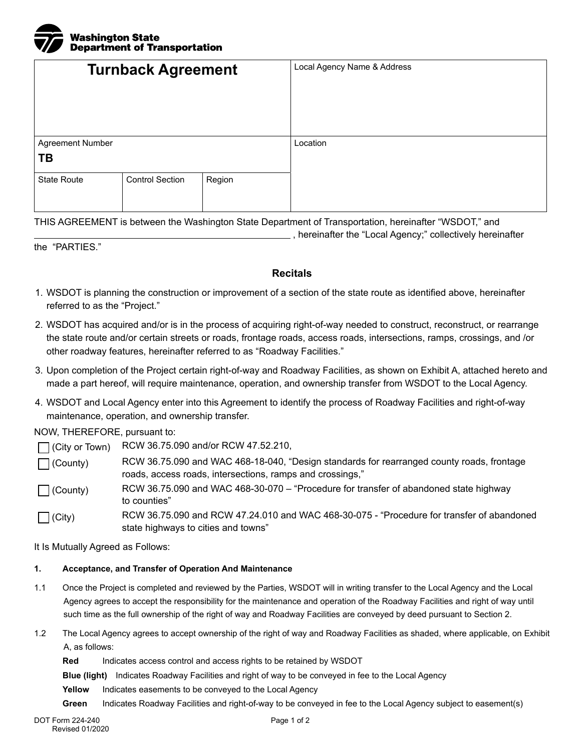Washington State Department of Transportation

| Turnback Agreement | | | Local Agency Name & Address |
|---|---|---|---|
| Agreement Number<br>**TB** | | | Location |
| State Route | Control Section | Region | |

THIS AGREEMENT is between the Washington State Department of Transportation, hereinafter "WSDOT," and ______________________________ , hereinafter the "Local Agency;" collectively hereinafter the "PARTIES."

## Recitals

1. WSDOT is planning the construction or improvement of a section of the state route as identified above, hereinafter referred to as the "Project."
2. WSDOT has acquired and/or is in the process of acquiring right-of-way needed to construct, reconstruct, or rearrange the state route and/or certain streets or roads, frontage roads, access roads, intersections, ramps, crossings, and /or other roadway features, hereinafter referred to as "Roadway Facilities."
3. Upon completion of the Project certain right-of-way and Roadway Facilities, as shown on Exhibit A, attached hereto and made a part hereof, will require maintenance, operation, and ownership transfer from WSDOT to the Local Agency.
4. WSDOT and Local Agency enter into this Agreement to identify the process of Roadway Facilities and right-of-way maintenance, operation, and ownership transfer.

NOW, THEREFORE, pursuant to:

- ☐ (City or Town) RCW 36.75.090 and/or RCW 47.52.210,
- ☐ (County) RCW 36.75.090 and WAC 468-18-040, "Design standards for rearranged county roads, frontage roads, access roads, intersections, ramps and crossings,"
- ☐ (County) RCW 36.75.090 and WAC 468-30-070 – "Procedure for transfer of abandoned state highway to counties"
- ☐ (City) RCW 36.75.090 and RCW 47.24.010 and WAC 468-30-075 - "Procedure for transfer of abandoned state highways to cities and towns"

It Is Mutually Agreed as Follows:

**1. Acceptance, and Transfer of Operation And Maintenance**

1.1 Once the Project is completed and reviewed by the Parties, WSDOT will in writing transfer to the Local Agency and the Local Agency agrees to accept the responsibility for the maintenance and operation of the Roadway Facilities and right of way until such time as the full ownership of the right of way and Roadway Facilities are conveyed by deed pursuant to Section 2.

1.2 The Local Agency agrees to accept ownership of the right of way and Roadway Facilities as shaded, where applicable, on Exhibit A, as follows:

**Red** Indicates access control and access rights to be retained by WSDOT

**Blue (light)** Indicates Roadway Facilities and right of way to be conveyed in fee to the Local Agency

**Yellow** Indicates easements to be conveyed to the Local Agency

**Green** Indicates Roadway Facilities and right-of-way to be conveyed in fee to the Local Agency subject to easement(s)

DOT Form 224-240
Revised 01/2020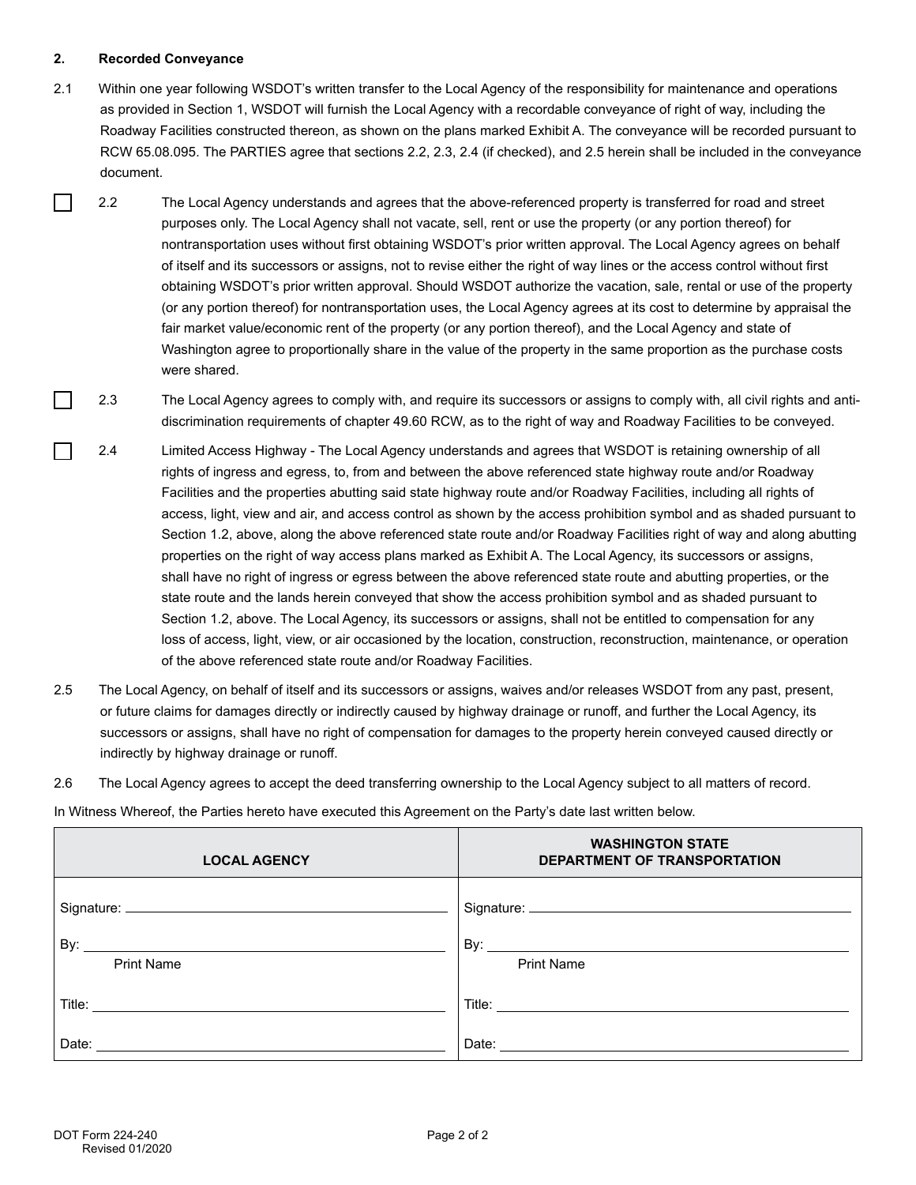## 2. Recorded Conveyance

2.1 Within one year following WSDOT's written transfer to the Local Agency of the responsibility for maintenance and operations as provided in Section 1, WSDOT will furnish the Local Agency with a recordable conveyance of right of way, including the Roadway Facilities constructed thereon, as shown on the plans marked Exhibit A. The conveyance will be recorded pursuant to RCW 65.08.095. The PARTIES agree that sections 2.2, 2.3, 2.4 (if checked), and 2.5 herein shall be included in the conveyance document.

☐ 2.2 The Local Agency understands and agrees that the above-referenced property is transferred for road and street purposes only. The Local Agency shall not vacate, sell, rent or use the property (or any portion thereof) for nontransportation uses without first obtaining WSDOT's prior written approval. The Local Agency agrees on behalf of itself and its successors or assigns, not to revise either the right of way lines or the access control without first obtaining WSDOT's prior written approval. Should WSDOT authorize the vacation, sale, rental or use of the property (or any portion thereof) for nontransportation uses, the Local Agency agrees at its cost to determine by appraisal the fair market value/economic rent of the property (or any portion thereof), and the Local Agency and state of Washington agree to proportionally share in the value of the property in the same proportion as the purchase costs were shared.

☐ 2.3 The Local Agency agrees to comply with, and require its successors or assigns to comply with, all civil rights and anti-discrimination requirements of chapter 49.60 RCW, as to the right of way and Roadway Facilities to be conveyed.

☐ 2.4 Limited Access Highway - The Local Agency understands and agrees that WSDOT is retaining ownership of all rights of ingress and egress, to, from and between the above referenced state highway route and/or Roadway Facilities and the properties abutting said state highway route and/or Roadway Facilities, including all rights of access, light, view and air, and access control as shown by the access prohibition symbol and as shaded pursuant to Section 1.2, above, along the above referenced state route and/or Roadway Facilities right of way and along abutting properties on the right of way access plans marked as Exhibit A. The Local Agency, its successors or assigns, shall have no right of ingress or egress between the above referenced state route and abutting properties, or the state route and the lands herein conveyed that show the access prohibition symbol and as shaded pursuant to Section 1.2, above. The Local Agency, its successors or assigns, shall not be entitled to compensation for any loss of access, light, view, or air occasioned by the location, construction, reconstruction, maintenance, or operation of the above referenced state route and/or Roadway Facilities.

2.5 The Local Agency, on behalf of itself and its successors or assigns, waives and/or releases WSDOT from any past, present, or future claims for damages directly or indirectly caused by highway drainage or runoff, and further the Local Agency, its successors or assigns, shall have no right of compensation for damages to the property herein conveyed caused directly or indirectly by highway drainage or runoff.

2.6 The Local Agency agrees to accept the deed transferring ownership to the Local Agency subject to all matters of record.

In Witness Whereof, the Parties hereto have executed this Agreement on the Party's date last written below.

| LOCAL AGENCY | WASHINGTON STATE DEPARTMENT OF TRANSPORTATION |
|---|---|
| Signature: | Signature: |
| By: <br> Print Name | By: <br> Print Name |
| Title: | Title: |
| Date: | Date: |

DOT Form 224-240
Revised 01/2020